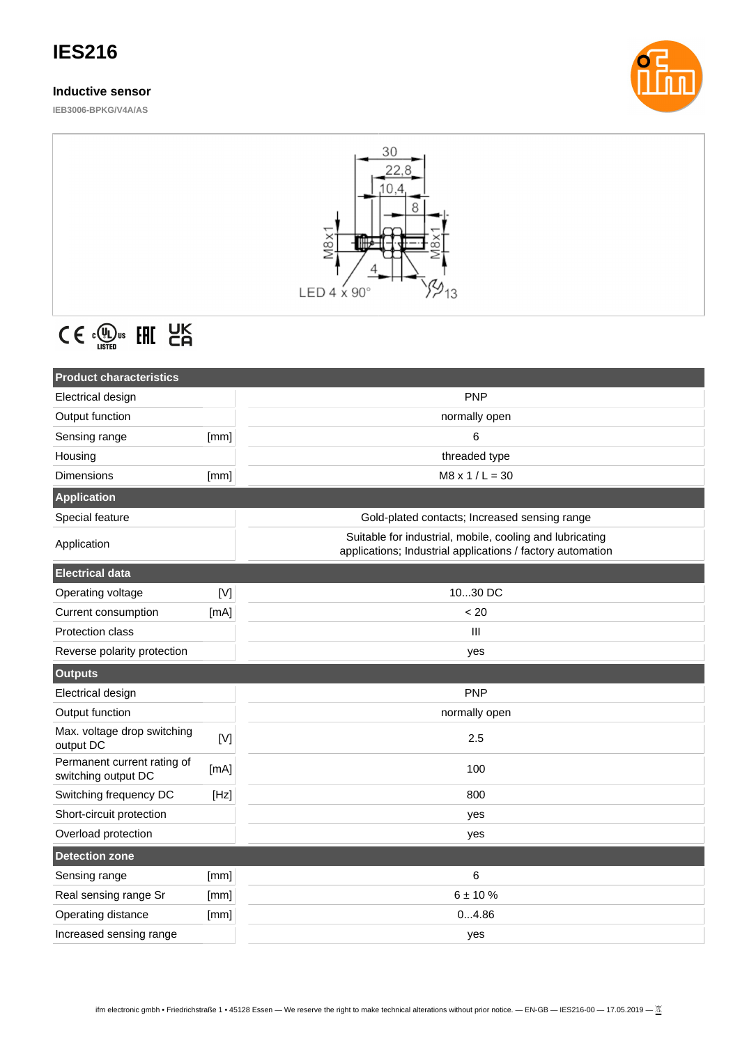# IES216

## Inductive sensor

IEB3006-BPKG/V4A/AS

| Product characteristics | | |
|---|---|---|
| Electrical design | | PNP |
| Output function | | normally open |
| Sensing range | [mm] | 6 |
| Housing | | threaded type |
| Dimensions | [mm] | M8 x 1 / L = 30 |
| **Application** | | |
| Special feature | | Gold-plated contacts; Increased sensing range |
| Application | | Suitable for industrial, mobile, cooling and lubricating applications; Industrial applications / factory automation |
| **Electrical data** | | |
| Operating voltage | [V] | 10...30 DC |
| Current consumption | [mA] | < 20 |
| Protection class | | III |
| Reverse polarity protection | | yes |
| **Outputs** | | |
| Electrical design | | PNP |
| Output function | | normally open |
| Max. voltage drop switching output DC | [V] | 2.5 |
| Permanent current rating of switching output DC | [mA] | 100 |
| Switching frequency DC | [Hz] | 800 |
| Short-circuit protection | | yes |
| Overload protection | | yes |
| **Detection zone** | | |
| Sensing range | [mm] | 6 |
| Real sensing range Sr | [mm] | 6 ± 10 % |
| Operating distance | [mm] | 0...4.86 |
| Increased sensing range | | yes |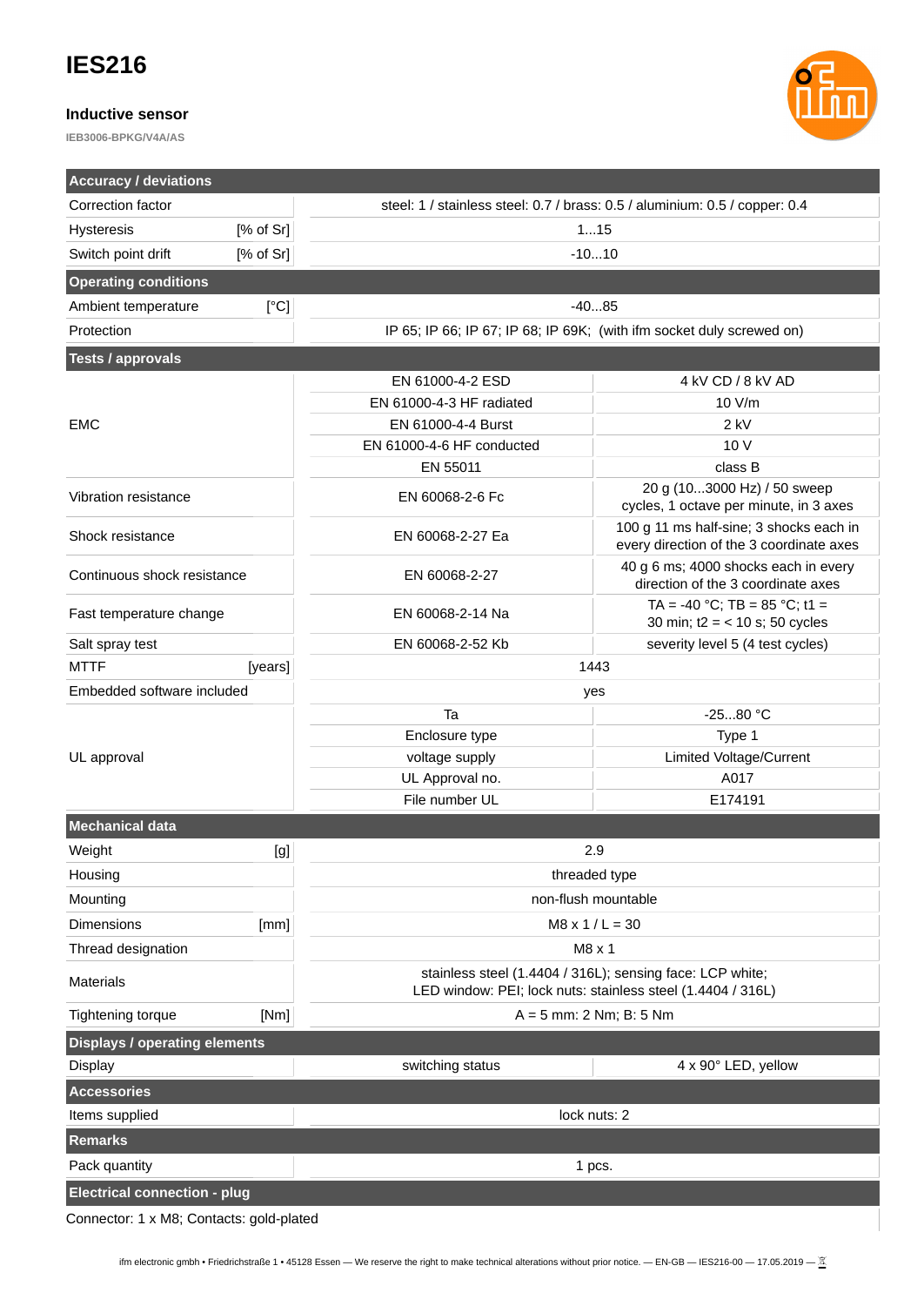# IES216

### Inductive sensor

**IEB3006-BPKG/V4A/AS**

| **Accuracy / deviations** | | | |
|---|---|---|---|
| Correction factor | | steel: 1 / stainless steel: 0.7 / brass: 0.5 / aluminium: 0.5 / copper: 0.4 | |
| Hysteresis | [% of Sr] | 1...15 | |
| Switch point drift | [% of Sr] | -10...10 | |
| **Operating conditions** | | | |
| Ambient temperature | [°C] | -40...85 | |
| Protection | | IP 65; IP 66; IP 67; IP 68; IP 69K; (with ifm socket duly screwed on) | |
| **Tests / approvals** | | | |
| EMC | | EN 61000-4-2 ESD | 4 kV CD / 8 kV AD |
| | | EN 61000-4-3 HF radiated | 10 V/m |
| | | EN 61000-4-4 Burst | 2 kV |
| | | EN 61000-4-6 HF conducted | 10 V |
| | | EN 55011 | class B |
| Vibration resistance | | EN 60068-2-6 Fc | 20 g (10...3000 Hz) / 50 sweep cycles, 1 octave per minute, in 3 axes |
| Shock resistance | | EN 60068-2-27 Ea | 100 g 11 ms half-sine; 3 shocks each in every direction of the 3 coordinate axes |
| Continuous shock resistance | | EN 60068-2-27 | 40 g 6 ms; 4000 shocks each in every direction of the 3 coordinate axes |
| Fast temperature change | | EN 60068-2-14 Na | TA = -40 °C; TB = 85 °C; t1 = 30 min; t2 = < 10 s; 50 cycles |
| Salt spray test | | EN 60068-2-52 Kb | severity level 5 (4 test cycles) |
| MTTF | [years] | 1443 | |
| Embedded software included | | yes | |
| UL approval | | Ta | -25...80 °C |
| | | Enclosure type | Type 1 |
| | | voltage supply | Limited Voltage/Current |
| | | UL Approval no. | A017 |
| | | File number UL | E174191 |
| **Mechanical data** | | | |
| Weight | [g] | 2.9 | |
| Housing | | threaded type | |
| Mounting | | non-flush mountable | |
| Dimensions | [mm] | M8 x 1 / L = 30 | |
| Thread designation | | M8 x 1 | |
| Materials | | stainless steel (1.4404 / 316L); sensing face: LCP white; LED window: PEI; lock nuts: stainless steel (1.4404 / 316L) | |
| Tightening torque | [Nm] | A = 5 mm: 2 Nm; B: 5 Nm | |
| **Displays / operating elements** | | | |
| Display | | switching status | 4 x 90° LED, yellow |
| **Accessories** | | | |
| Items supplied | | lock nuts: 2 | |
| **Remarks** | | | |
| Pack quantity | | 1 pcs. | |
| **Electrical connection - plug** | | | |

Connector: 1 x M8; Contacts: gold-plated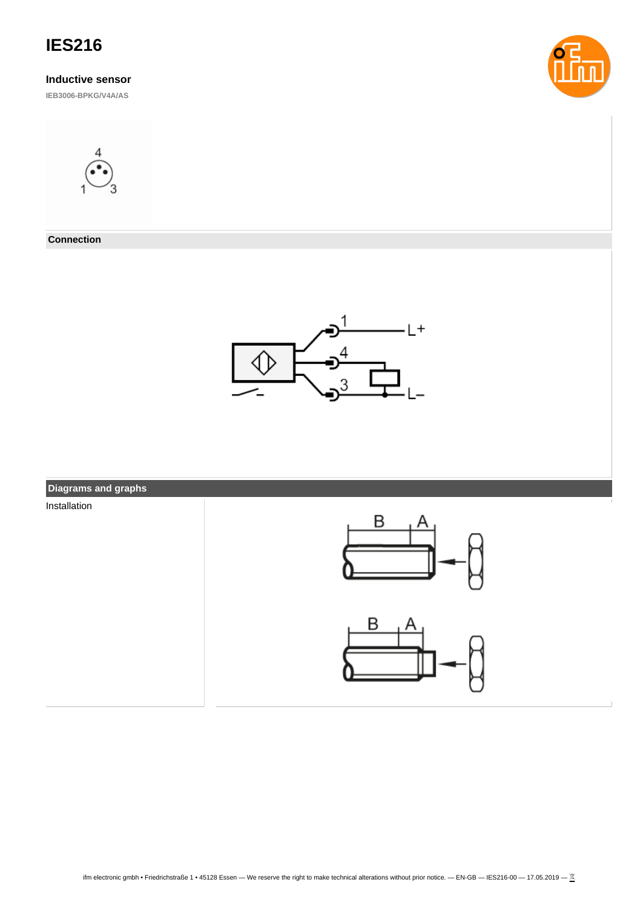# IES216

**Inductive sensor**

**IEB3006-BPKG/V4A/AS**

4

1 3

## Connection

1 L+

4

3 L–

## Diagrams and graphs

Installation

B A

B A